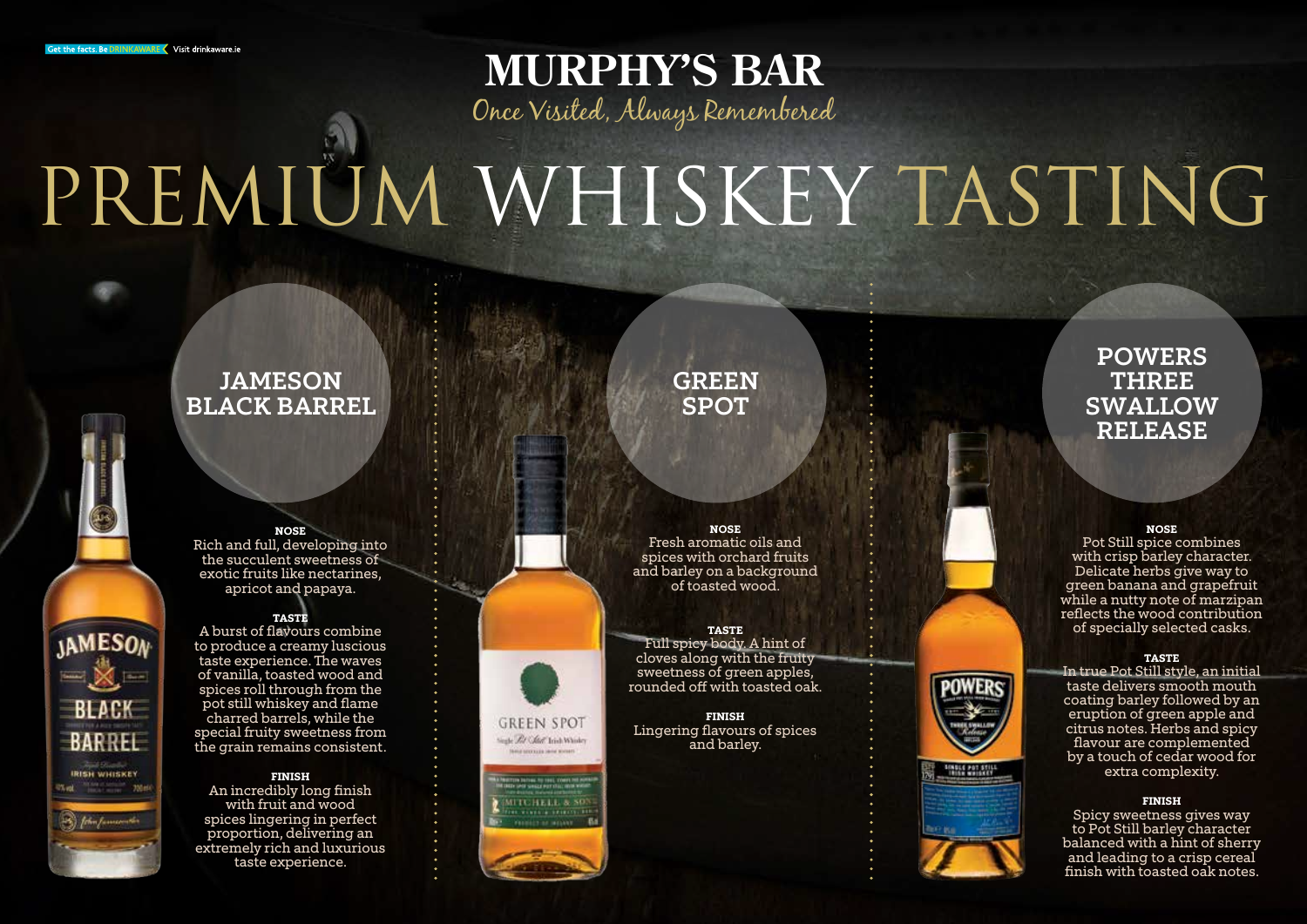Get the facts. Be DRINKAWARE Visit drinkaware.ie

# MURPHY'S BAR

*Once Visited, Always Remembered*

# PREMIUM WHISKEY TASTING

## JAMESON BLACK BARREL

**NOSE**
Rich and full, developing into the succulent sweetness of exotic fruits like nectarines, apricot and papaya.

**TASTE**
A burst of flavours combine to produce a creamy luscious taste experience. The waves of vanilla, toasted wood and spices roll through from the pot still whiskey and flame charred barrels, while the special fruity sweetness from the grain remains consistent.

**FINISH**
An incredibly long finish with fruit and wood spices lingering in perfect proportion, delivering an extremely rich and luxurious taste experience.

## GREEN SPOT

**NOSE**
Fresh aromatic oils and spices with orchard fruits and barley on a background of toasted wood.

**TASTE**
Full spicy body. A hint of cloves along with the fruity sweetness of green apples, rounded off with toasted oak.

**FINISH**
Lingering flavours of spices and barley.

## POWERS THREE SWALLOW RELEASE

**NOSE**
Pot Still spice combines with crisp barley character. Delicate herbs give way to green banana and grapefruit while a nutty note of marzipan reflects the wood contribution of specially selected casks.

**TASTE**
In true Pot Still style, an initial taste delivers smooth mouth coating barley followed by an eruption of green apple and citrus notes. Herbs and spicy flavour are complemented by a touch of cedar wood for extra complexity.

**FINISH**
Spicy sweetness gives way to Pot Still barley character balanced with a hint of sherry and leading to a crisp cereal finish with toasted oak notes.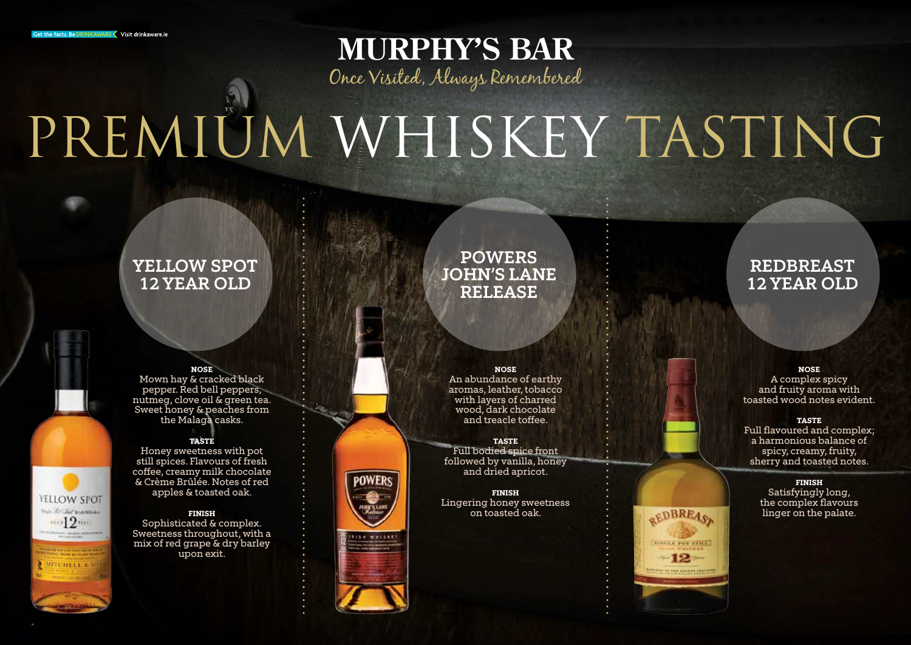Get the facts. Be DRINKAWARE Visit drinkaware.ie

# MURPHY'S BAR

*Once Visited, Always Remembered*

# PREMIUM WHISKEY TASTING

## YELLOW SPOT 12 YEAR OLD

**NOSE**
Mown hay & cracked black pepper. Red bell peppers, nutmeg, clove oil & green tea. Sweet honey & peaches from the Malaga casks.

**TASTE**
Honey sweetness with pot still spices. Flavours of fresh coffee, creamy milk chocolate & Crème Brûlée. Notes of red apples & toasted oak.

**FINISH**
Sophisticated & complex. Sweetness throughout, with a mix of red grape & dry barley upon exit.

## POWERS JOHN'S LANE RELEASE

**NOSE**
An abundance of earthy aromas, leather, tobacco with layers of charred wood, dark chocolate and treacle toffee.

**TASTE**
Full bodied spice front followed by vanilla, honey and dried apricot.

**FINISH**
Lingering honey sweetness on toasted oak.

## REDBREAST 12 YEAR OLD

**NOSE**
A complex spicy and fruity aroma with toasted wood notes evident.

**TASTE**
Full flavoured and complex; a harmonious balance of spicy, creamy, fruity, sherry and toasted notes.

**FINISH**
Satisfyingly long, the complex flavours linger on the palate.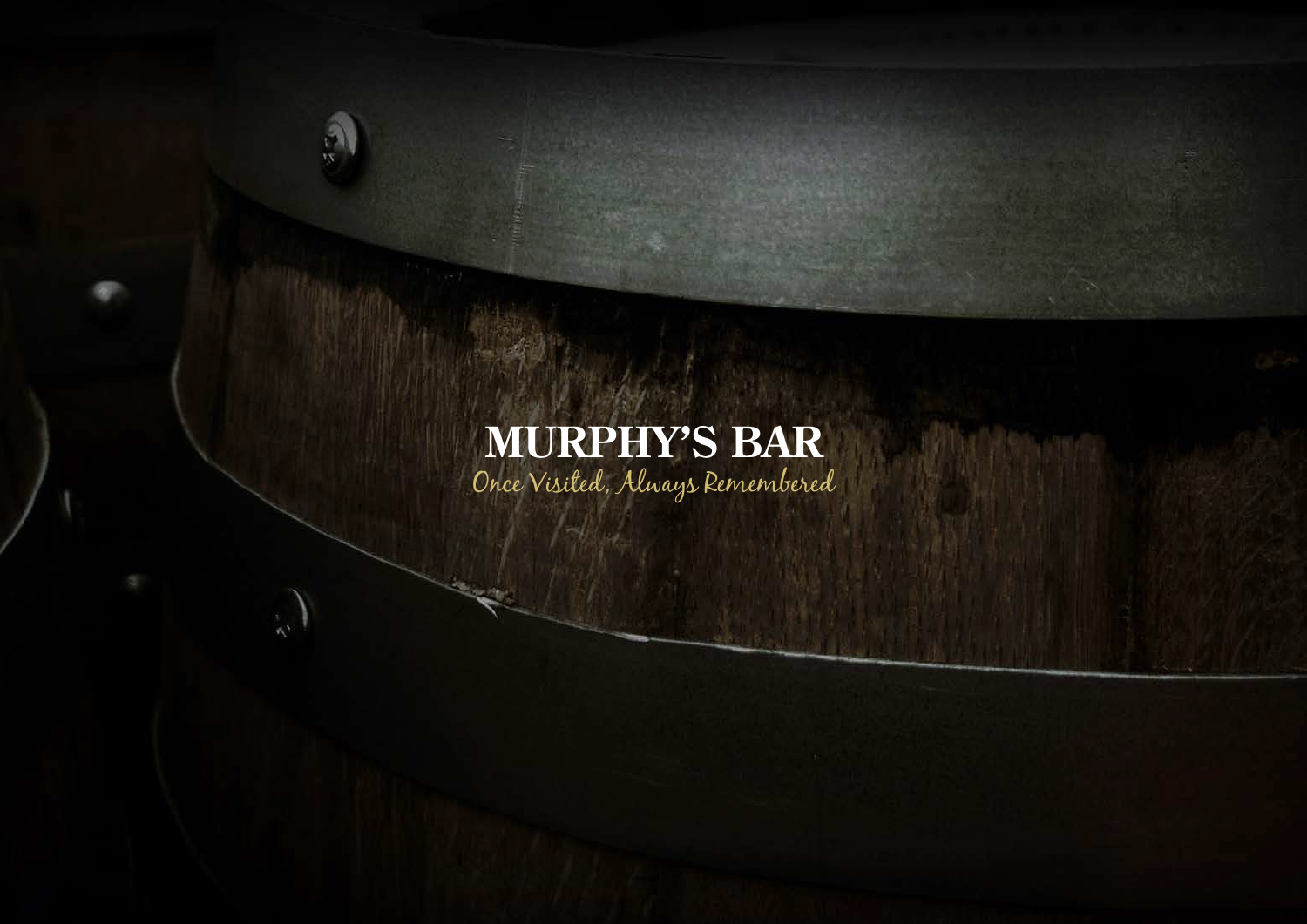# MURPHY'S BAR

*Once Visited, Always Remembered*